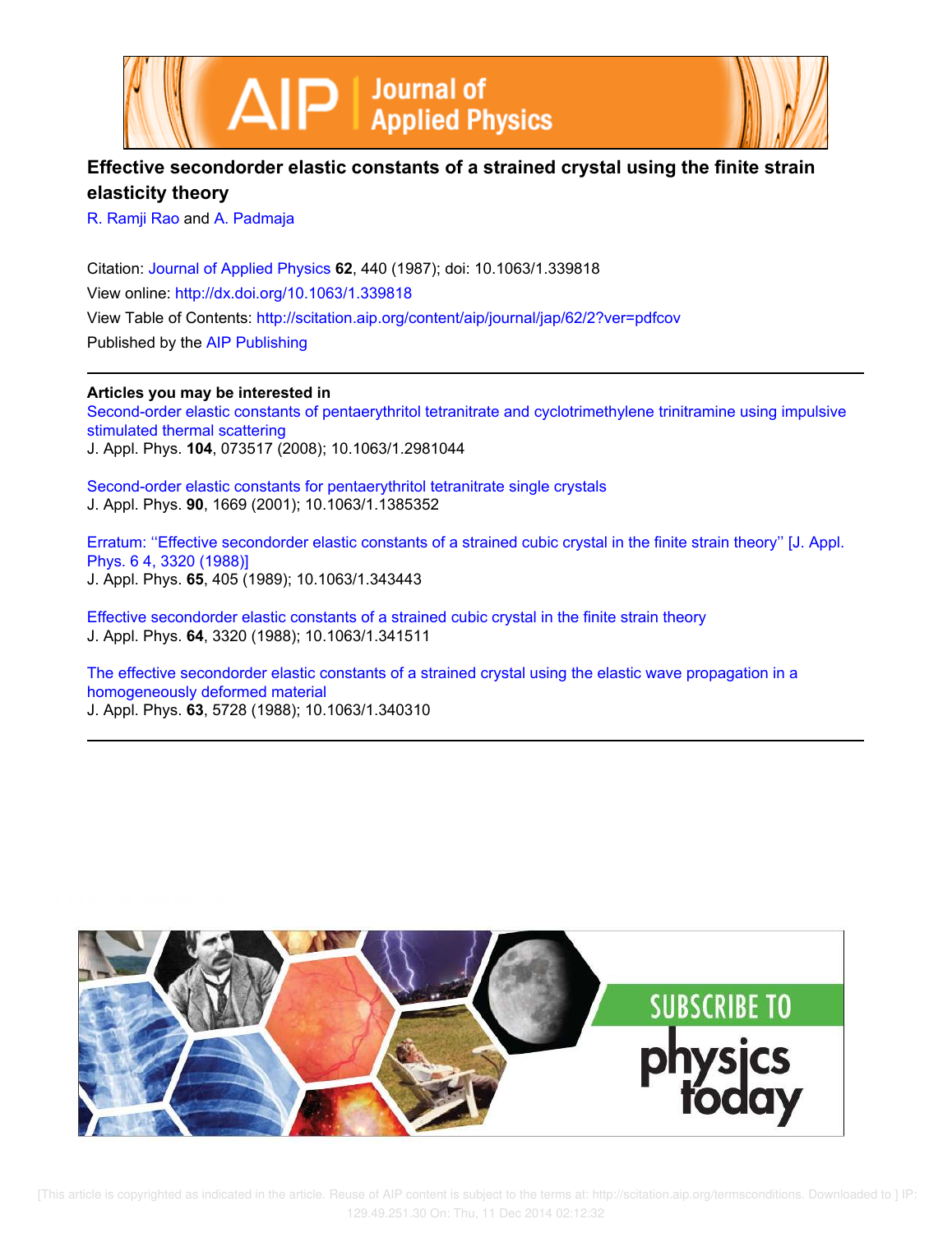# Effective secondorder elastic constants of a strained crystal using the finite strain elasticity theory

R. Ramji Rao and A. Padmaja

Citation: Journal of Applied Physics **62**, 440 (1987); doi: 10.1063/1.339818

View online: http://dx.doi.org/10.1063/1.339818

View Table of Contents: http://scitation.aip.org/content/aip/journal/jap/62/2?ver=pdfcov

Published by the AIP Publishing

**Articles you may be interested in**

Second-order elastic constants of pentaerythritol tetranitrate and cyclotrimethylene trinitramine using impulsive stimulated thermal scattering
J. Appl. Phys. **104**, 073517 (2008); 10.1063/1.2981044

Second-order elastic constants for pentaerythritol tetranitrate single crystals
J. Appl. Phys. **90**, 1669 (2001); 10.1063/1.1385352

Erratum: ''Effective secondorder elastic constants of a strained cubic crystal in the finite strain theory'' [J. Appl. Phys. 6 4, 3320 (1988)]
J. Appl. Phys. **65**, 405 (1989); 10.1063/1.343443

Effective secondorder elastic constants of a strained cubic crystal in the finite strain theory
J. Appl. Phys. **64**, 3320 (1988); 10.1063/1.341511

The effective secondorder elastic constants of a strained crystal using the elastic wave propagation in a homogeneously deformed material
J. Appl. Phys. **63**, 5728 (1988); 10.1063/1.340310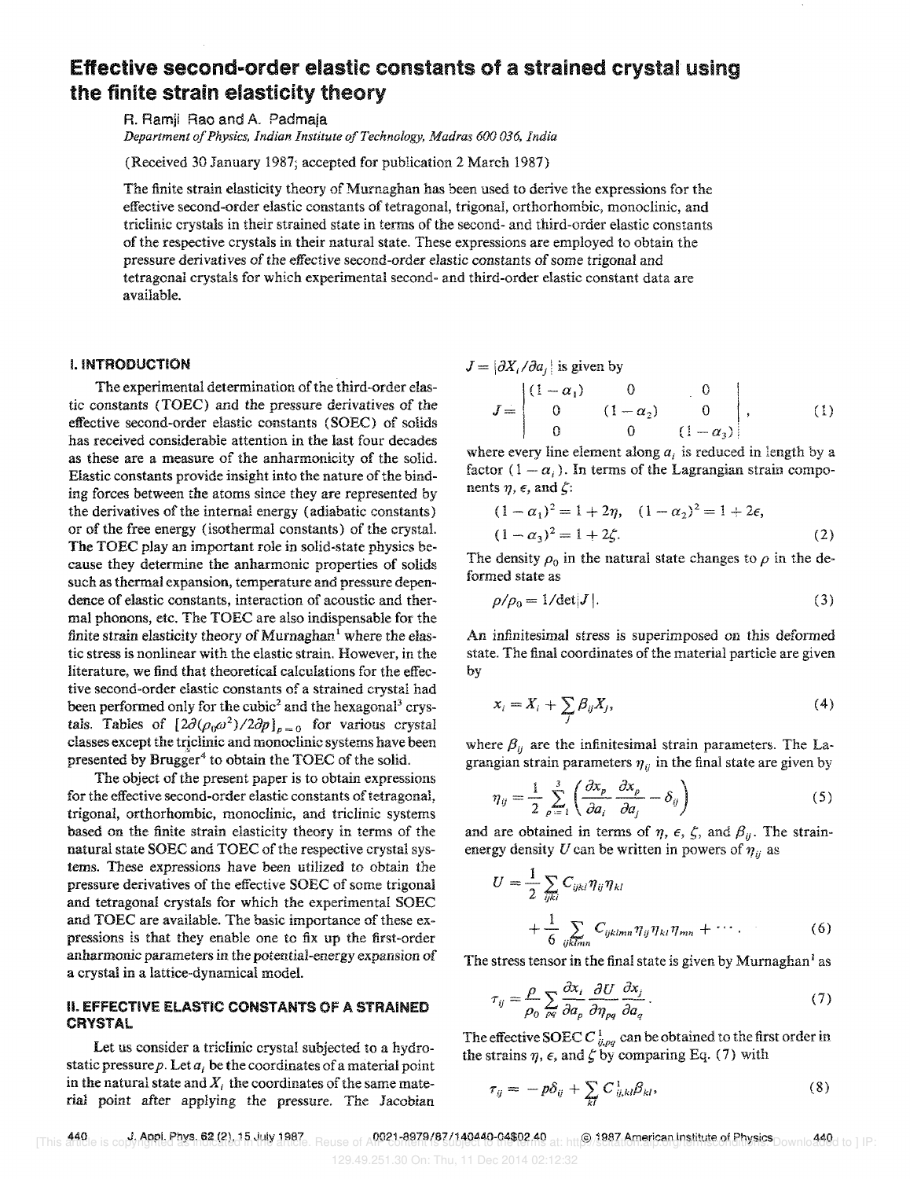# Effective second-order elastic constants of a strained crystal using the finite strain elasticity theory

R. Ramji Rao and A. Padmaja

*Department of Physics, Indian Institute of Technology, Madras 600 036, India*

(Received 30 January 1987; accepted for publication 2 March 1987)

The finite strain elasticity theory of Murnaghan has been used to derive the expressions for the effective second-order elastic constants of tetragonal, trigonal, orthorhombic, monoclinic, and triclinic crystals in their strained state in terms of the second- and third-order elastic constants of the respective crystals in their natural state. These expressions are employed to obtain the pressure derivatives of the effective second-order elastic constants of some trigonal and tetragonal crystals for which experimental second- and third-order elastic constant data are available.

## I. INTRODUCTION

The experimental determination of the third-order elastic constants (TOEC) and the pressure derivatives of the effective second-order elastic constants (SOEC) of solids has received considerable attention in the last four decades as these are a measure of the anharmonicity of the solid. Elastic constants provide insight into the nature of the binding forces between the atoms since they are represented by the derivatives of the internal energy (adiabatic constants) or of the free energy (isothermal constants) of the crystal. The TOEC play an important role in solid-state physics because they determine the anharmonic properties of solids such as thermal expansion, temperature and pressure dependence of elastic constants, interaction of acoustic and thermal phonons, etc. The TOEC are also indispensable for the finite strain elasticity theory of Murnaghan[1] where the elastic stress is nonlinear with the elastic strain. However, in the literature, we find that theoretical calculations for the effective second-order elastic constants of a strained crystal had been performed only for the cubic[2] and the hexagonal[3] crystals. Tables of $[2\partial(\rho_0\omega^2)/2\partial p]_{p=0}$ for various crystal classes except the triclinic and monoclinic systems have been presented by Brugger[4] to obtain the TOEC of the solid.

The object of the present paper is to obtain expressions for the effective second-order elastic constants of tetragonal, trigonal, orthorhombic, monoclinic, and triclinic systems based on the finite strain elasticity theory in terms of the natural state SOEC and TOEC of the respective crystal systems. These expressions have been utilized to obtain the pressure derivatives of the effective SOEC of some trigonal and tetragonal crystals for which the experimental SOEC and TOEC are available. The basic importance of these expressions is that they enable one to fix up the first-order anharmonic parameters in the potential-energy expansion of a crystal in a lattice-dynamical model.

## II. EFFECTIVE ELASTIC CONSTANTS OF A STRAINED CRYSTAL

Let us consider a triclinic crystal subjected to a hydrostatic pressure $p$. Let $a_i$ be the coordinates of a material point in the natural state and $X_i$ the coordinates of the same material point after applying the pressure. The Jacobian $J = |\partial X_i/\partial a_j|$ is given by

$$J = \begin{vmatrix} (1-\alpha_1) & 0 & 0 \\ 0 & (1-\alpha_2) & 0 \\ 0 & 0 & (1-\alpha_3) \end{vmatrix}, \tag{1}$$

where every line element along $a_i$ is reduced in length by a factor $(1-\alpha_i)$. In terms of the Lagrangian strain components $\eta$, $\epsilon$, and $\zeta$:

$$(1-\alpha_1)^2 = 1+2\eta, \quad (1-\alpha_2)^2 = 1+2\epsilon,$$
$$(1-\alpha_3)^2 = 1+2\zeta. \tag{2}$$

The density $\rho_0$ in the natural state changes to $\rho$ in the deformed state as

$$\rho/\rho_0 = 1/\det|J|. \tag{3}$$

An infinitesimal stress is superimposed on this deformed state. The final coordinates of the material particle are given by

$$x_i = X_i + \sum_j \beta_{ij} X_j, \tag{4}$$

where $\beta_{ij}$ are the infinitesimal strain parameters. The Lagrangian strain parameters $\eta_{ij}$ in the final state are given by

$$\eta_{ij} = \frac{1}{2}\sum_{p=1}^{3}\left(\frac{\partial x_p}{\partial a_i}\frac{\partial x_p}{\partial a_j} - \delta_{ij}\right) \tag{5}$$

and are obtained in terms of $\eta$, $\epsilon$, $\zeta$, and $\beta_{ij}$. The strain-energy density $U$ can be written in powers of $\eta_{ij}$ as

$$U = \frac{1}{2}\sum_{ijkl} C_{ijkl}\eta_{ij}\eta_{kl} + \frac{1}{6}\sum_{ijklmn} C_{ijklmn}\eta_{ij}\eta_{kl}\eta_{mn} + \cdots. \tag{6}$$

The stress tensor in the final state is given by Murnaghan[1] as

$$\tau_{ij} = \frac{\rho}{\rho_0}\sum_{pq}\frac{\partial x_i}{\partial a_p}\frac{\partial U}{\partial \eta_{pq}}\frac{\partial x_j}{\partial a_q}. \tag{7}$$

The effective SOEC $C^{1}_{ij,pq}$ can be obtained to the first order in the strains $\eta$, $\epsilon$, and $\zeta$ by comparing Eq. (7) with

$$\tau_{ij} = -p\delta_{ij} + \sum_{kl} C^{1}_{ij,kl}\beta_{kl}, \tag{8}$$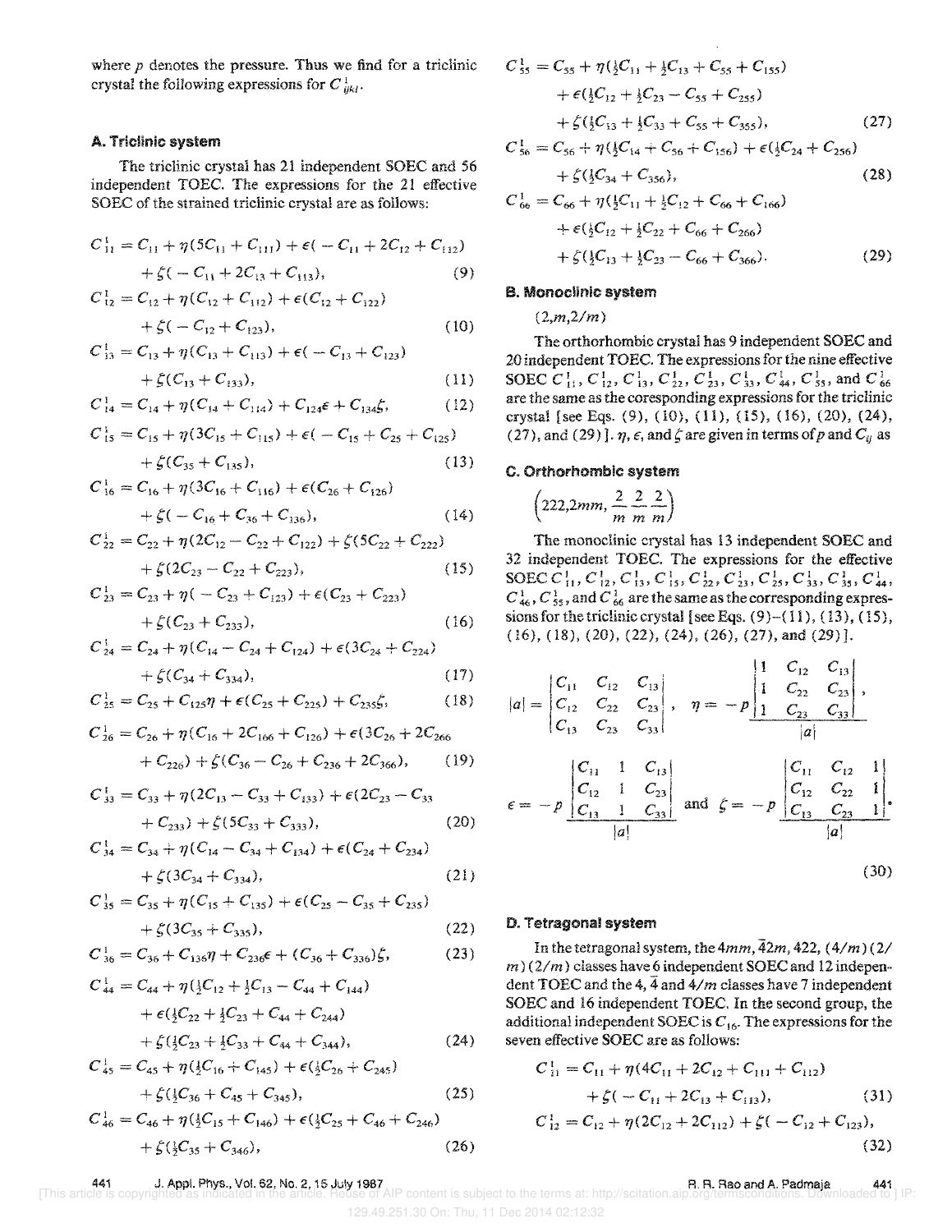where $p$ denotes the pressure. Thus we find for a triclinic crystal the following expressions for $C^{1}_{ijkl}$.

### A. Triclinic system

The triclinic crystal has 21 independent SOEC and 56 independent TOEC. The expressions for the 21 effective SOEC of the strained triclinic crystal are as follows:

$$C^{1}_{11} = C_{11} + \eta(5C_{11} + C_{111}) + \epsilon(-C_{11} + 2C_{12} + C_{112}) + \zeta(-C_{11} + 2C_{13} + C_{113}), \quad (9)$$

$$C^{1}_{12} = C_{12} + \eta(C_{12} + C_{112}) + \epsilon(C_{12} + C_{122}) + \zeta(-C_{12} + C_{123}), \quad (10)$$

$$C^{1}_{13} = C_{13} + \eta(C_{13} + C_{113}) + \epsilon(-C_{13} + C_{123}) + \zeta(C_{13} + C_{133}), \quad (11)$$

$$C^{1}_{14} = C_{14} + \eta(C_{14} + C_{114}) + C_{124}\epsilon + C_{134}\zeta, \quad (12)$$

$$C^{1}_{15} = C_{15} + \eta(3C_{15} + C_{115}) + \epsilon(-C_{15} + C_{25} + C_{125}) + \zeta(C_{35} + C_{135}), \quad (13)$$

$$C^{1}_{16} = C_{16} + \eta(3C_{16} + C_{116}) + \epsilon(C_{26} + C_{126}) + \zeta(-C_{16} + C_{36} + C_{136}), \quad (14)$$

$$C^{1}_{22} = C_{22} + \eta(2C_{12} - C_{22} + C_{122}) + \zeta(5C_{22} + C_{222}) + \zeta(2C_{23} - C_{22} + C_{223}), \quad (15)$$

$$C^{1}_{23} = C_{23} + \eta(-C_{23} + C_{123}) + \epsilon(C_{23} + C_{223}) + \zeta(C_{23} + C_{233}), \quad (16)$$

$$C^{1}_{24} = C_{24} + \eta(C_{14} - C_{24} + C_{124}) + \epsilon(3C_{24} + C_{224}) + \zeta(C_{34} + C_{334}), \quad (17)$$

$$C^{1}_{25} = C_{25} + C_{125}\eta + \epsilon(C_{25} + C_{225}) + C_{235}\zeta, \quad (18)$$

$$C^{1}_{26} = C_{26} + \eta(C_{16} + 2C_{166} + C_{126}) + \epsilon(3C_{26} + 2C_{266} + C_{226}) + \zeta(C_{36} - C_{26} + C_{236} + 2C_{366}), \quad (19)$$

$$C^{1}_{33} = C_{33} + \eta(2C_{13} - C_{33} + C_{133}) + \epsilon(2C_{23} - C_{33} + C_{233}) + \zeta(5C_{33} + C_{333}), \quad (20)$$

$$C^{1}_{34} = C_{34} + \eta(C_{14} - C_{34} + C_{134}) + \epsilon(C_{24} + C_{234}) + \zeta(3C_{34} + C_{334}), \quad (21)$$

$$C^{1}_{35} = C_{35} + \eta(C_{15} + C_{135}) + \epsilon(C_{25} - C_{35} + C_{235}) + \zeta(3C_{35} + C_{335}), \quad (22)$$

$$C^{1}_{36} = C_{36} + C_{136}\eta + C_{236}\epsilon + (C_{36} + C_{336})\zeta, \quad (23)$$

$$C^{1}_{44} = C_{44} + \eta(\tfrac{1}{2}C_{12} + \tfrac{1}{2}C_{13} - C_{44} + C_{144}) + \epsilon(\tfrac{1}{2}C_{22} + \tfrac{1}{2}C_{23} + C_{44} + C_{244}) + \zeta(\tfrac{1}{2}C_{23} + \tfrac{1}{2}C_{33} + C_{44} + C_{344}), \quad (24)$$

$$C^{1}_{45} = C_{45} + \eta(\tfrac{1}{2}C_{16} + C_{145}) + \epsilon(\tfrac{1}{2}C_{26} + C_{245}) + \zeta(\tfrac{1}{2}C_{36} + C_{45} + C_{345}), \quad (25)$$

$$C^{1}_{46} = C_{46} + \eta(\tfrac{1}{2}C_{15} + C_{146}) + \epsilon(\tfrac{1}{2}C_{25} + C_{46} + C_{246}) + \zeta(\tfrac{1}{2}C_{35} + C_{346}), \quad (26)$$

$$C^{1}_{55} = C_{55} + \eta(\tfrac{1}{2}C_{11} + \tfrac{1}{2}C_{13} + C_{55} + C_{155}) + \epsilon(\tfrac{1}{2}C_{12} + \tfrac{1}{2}C_{23} - C_{55} + C_{255}) + \zeta(\tfrac{1}{2}C_{13} + \tfrac{1}{2}C_{33} + C_{55} + C_{355}), \quad (27)$$

$$C^{1}_{56} = C_{56} + \eta(\tfrac{1}{2}C_{14} + C_{56} + C_{156}) + \epsilon(\tfrac{1}{2}C_{24} + C_{256}) + \zeta(\tfrac{1}{2}C_{34} + C_{356}), \quad (28)$$

$$C^{1}_{66} = C_{66} + \eta(\tfrac{1}{2}C_{11} + \tfrac{1}{2}C_{12} + C_{66} + C_{166}) + \epsilon(\tfrac{1}{2}C_{12} + \tfrac{1}{2}C_{22} + C_{66} + C_{266}) + \zeta(\tfrac{1}{2}C_{13} + \tfrac{1}{2}C_{23} - C_{66} + C_{366}). \quad (29)$$

### B. Monoclinic system

$(2, m, 2/m)$

The orthorhombic crystal has 9 independent SOEC and 20 independent TOEC. The expressions for the nine effective SOEC $C^{1}_{11}$, $C^{1}_{12}$, $C^{1}_{13}$, $C^{1}_{22}$, $C^{1}_{23}$, $C^{1}_{33}$, $C^{1}_{44}$, $C^{1}_{55}$, and $C^{1}_{66}$ are the same as the coresponding expressions for the triclinic crystal [see Eqs. (9), (10), (11), (15), (16), (20), (24), (27), and (29)]. $\eta$, $\epsilon$, and $\zeta$ are given in terms of $p$ and $C_{ij}$ as

### C. Orthorhombic system

$\left(222, 2mm, \frac{2}{m}\frac{2}{m}\frac{2}{m}\right)$

The monoclinic crystal has 13 independent SOEC and 32 independent TOEC. The expressions for the effective SOEC $C^{1}_{11}$, $C^{1}_{12}$, $C^{1}_{13}$, $C^{1}_{15}$, $C^{1}_{22}$, $C^{1}_{23}$, $C^{1}_{25}$, $C^{1}_{33}$, $C^{1}_{35}$, $C^{1}_{44}$, $C^{1}_{46}$, $C^{1}_{55}$, and $C^{1}_{66}$ are the same as the corresponding expressions for the triclinic crystal [see Eqs. (9)–(11), (13), (15), (16), (18), (20), (22), (24), (26), (27), and (29)].

$$|a| = \begin{vmatrix} C_{11} & C_{12} & C_{13} \\ C_{12} & C_{22} & C_{23} \\ C_{13} & C_{23} & C_{33} \end{vmatrix}, \quad \eta = -p\frac{\begin{vmatrix} 1 & C_{12} & C_{13} \\ 1 & C_{22} & C_{23} \\ 1 & C_{23} & C_{33} \end{vmatrix}}{|a|},$$

$$\epsilon = -p\frac{\begin{vmatrix} C_{11} & 1 & C_{13} \\ C_{12} & 1 & C_{23} \\ C_{13} & 1 & C_{33} \end{vmatrix}}{|a|} \text{ and } \zeta = -p\frac{\begin{vmatrix} C_{11} & C_{12} & 1 \\ C_{12} & C_{22} & 1 \\ C_{13} & C_{23} & 1 \end{vmatrix}}{|a|}. \quad (30)$$

### D. Tetragonal system

In the tetragonal system, the $4mm$, $\bar{4}2m$, 422, $(4/m)(2/m)(2/m)$ classes have 6 independent SOEC and 12 independent TOEC and the 4, $\bar{4}$ and $4/m$ classes have 7 independent SOEC and 16 independent TOEC. In the second group, the additional independent SOEC is $C_{16}$. The expressions for the seven effective SOEC are as follows:

$$C^{1}_{11} = C_{11} + \eta(4C_{11} + 2C_{12} + C_{111} + C_{112}) + \zeta(-C_{11} + 2C_{13} + C_{113}), \quad (31)$$

$$C^{1}_{12} = C_{12} + \eta(2C_{12} + 2C_{112}) + \zeta(-C_{12} + C_{123}), \quad (32)$$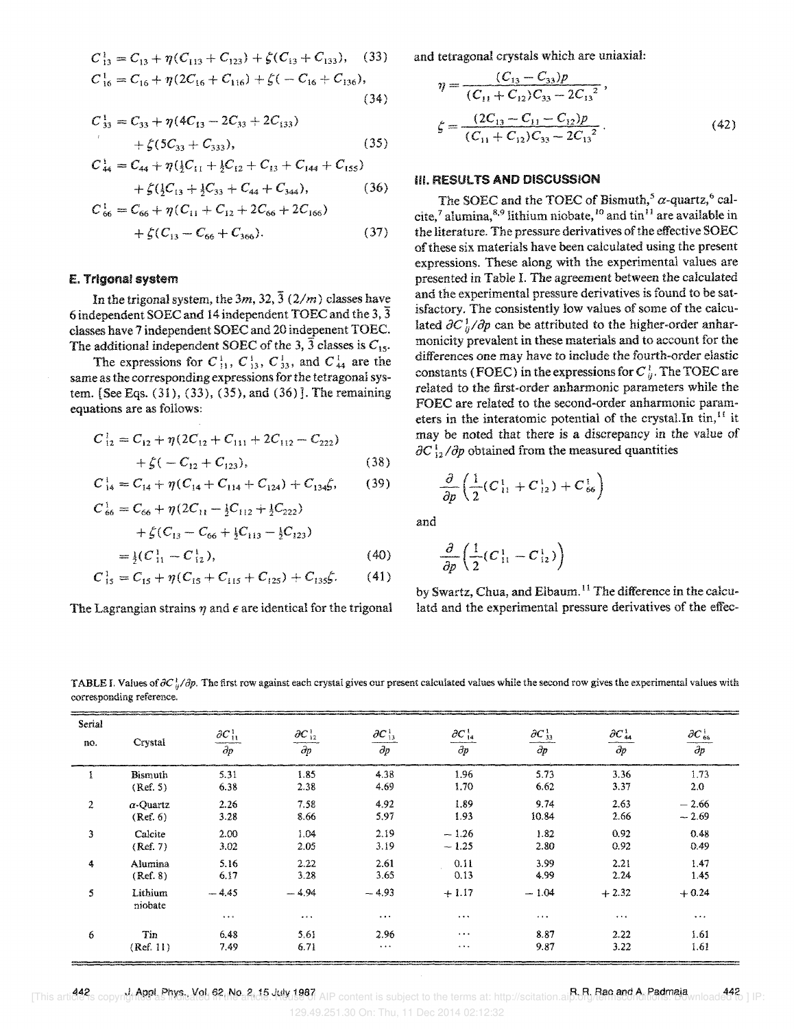$$C_{13}^1 = C_{13} + \eta(C_{113} + C_{123}) + \zeta(C_{13} + C_{133}), \quad (33)$$

$$C_{16}^1 = C_{16} + \eta(2C_{16} + C_{116}) + \zeta(-C_{16} + C_{136}), \quad (34)$$

$$C_{33}^1 = C_{33} + \eta(4C_{13} - 2C_{33} + 2C_{133}) + \zeta(5C_{33} + C_{333}), \quad (35)$$

$$C_{44}^1 = C_{44} + \eta(\tfrac{1}{2}C_{11} + \tfrac{1}{2}C_{12} + C_{13} + C_{144} + C_{155}) + \zeta(\tfrac{1}{2}C_{13} + \tfrac{1}{2}C_{33} + C_{44} + C_{344}), \quad (36)$$

$$C_{66}^1 = C_{66} + \eta(C_{11} + C_{12} + 2C_{66} + 2C_{166}) + \zeta(C_{13} - C_{66} + C_{366}). \quad (37)$$

### E. Trigonal system

In the trigonal system, the $3m$, 32, $\bar{3}$ $(2/m)$ classes have 6 independent SOEC and 14 independent TOEC and the 3, $\bar{3}$ classes have 7 independent SOEC and 20 indepenent TOEC. The additional independent SOEC of the 3, $\bar{3}$ classes is $C_{15}$.

The expressions for $C_{11}^1$, $C_{13}^1$, $C_{33}^1$, and $C_{44}^1$ are the same as the corresponding expressions for the tetragonal system. [See Eqs. (31), (33), (35), and (36)]. The remaining equations are as follows:

$$C_{12}^1 = C_{12} + \eta(2C_{12} + C_{111} + 2C_{112} - C_{222}) + \zeta(-C_{12} + C_{123}), \quad (38)$$

$$C_{14}^1 = C_{14} + \eta(C_{14} + C_{114} + C_{124}) + C_{134}\zeta, \quad (39)$$

$$C_{66}^1 = C_{66} + \eta(2C_{11} - \tfrac{1}{2}C_{112} + \tfrac{1}{2}C_{222}) + \zeta(C_{13} - C_{66} + \tfrac{1}{2}C_{113} - \tfrac{1}{2}C_{123}) = \tfrac{1}{2}(C_{11}^1 - C_{12}^1), \quad (40)$$

$$C_{15}^1 = C_{15} + \eta(C_{15} + C_{115} + C_{125}) + C_{135}\zeta. \quad (41)$$

The Lagrangian strains $\eta$ and $\epsilon$ are identical for the trigonal and tetragonal crystals which are uniaxial:

$$\eta = \frac{(C_{13} - C_{33})p}{(C_{11} + C_{12})C_{33} - 2C_{13}^2},$$

$$\zeta = \frac{(2C_{13} - C_{11} - C_{12})p}{(C_{11} + C_{12})C_{33} - 2C_{13}^2}. \quad (42)$$

## III. RESULTS AND DISCUSSION

The SOEC and the TOEC of Bismuth,[5] α-quartz,[6] calcite,[7] alumina,[8,9] lithium niobate,[10] and tin[11] are available in the literature. The pressure derivatives of the effective SOEC of these six materials have been calculated using the present expressions. These along with the experimental values are presented in Table I. The agreement between the calculated and the experimental pressure derivatives is found to be satisfactory. The consistently low values of some of the calculated $\partial C_{ij}^1/\partial p$ can be attributed to the higher-order anharmonicity prevalent in these materials and to account for the differences one may have to include the fourth-order elastic constants (FOEC) in the expressions for $C_{ij}^1$. The TOEC are related to the first-order anharmonic parameters while the FOEC are related to the second-order anharmonic parameters in the interatomic potential of the crystal.In tin,[11] it may be noted that there is a discrepancy in the value of $\partial C_{12}^1/\partial p$ obtained from the measured quantities

$$\frac{\partial}{\partial p}\left(\frac{1}{2}(C_{11}^1 + C_{12}^1) + C_{66}^1\right)$$

and

$$\frac{\partial}{\partial p}\left(\frac{1}{2}(C_{11}^1 - C_{12}^1)\right)$$

by Swartz, Chua, and Elbaum.[11] The difference in the calculatd and the experimental pressure derivatives of the effec-

TABLE I. Values of $\partial C_{ij}^1/\partial p$. The first row against each crystal gives our present calculated values while the second row gives the experimental values with corresponding reference.

| Serial no. | Crystal | $\frac{\partial C_{11}^1}{\partial p}$ | $\frac{\partial C_{12}^1}{\partial p}$ | $\frac{\partial C_{13}^1}{\partial p}$ | $\frac{\partial C_{14}^1}{\partial p}$ | $\frac{\partial C_{33}^1}{\partial p}$ | $\frac{\partial C_{44}^1}{\partial p}$ | $\frac{\partial C_{66}^1}{\partial p}$ |
|---|---|---|---|---|---|---|---|---|
| 1 | Bismuth | 5.31 | 1.85 | 4.38 | 1.96 | 5.73 | 3.36 | 1.73 |
| | (Ref. 5) | 6.38 | 2.38 | 4.69 | 1.70 | 6.62 | 3.37 | 2.0 |
| 2 | α-Quartz | 2.26 | 7.58 | 4.92 | 1.89 | 9.74 | 2.63 | −2.66 |
| | (Ref. 6) | 3.28 | 8.66 | 5.97 | 1.93 | 10.84 | 2.66 | −2.69 |
| 3 | Calcite | 2.00 | 1.04 | 2.19 | −1.26 | 1.82 | 0.92 | 0.48 |
| | (Ref. 7) | 3.02 | 2.05 | 3.19 | −1.25 | 2.80 | 0.92 | 0.49 |
| 4 | Alumina | 5.16 | 2.22 | 2.61 | 0.11 | 3.99 | 2.21 | 1.47 |
| | (Ref. 8) | 6.17 | 3.28 | 3.65 | 0.13 | 4.99 | 2.24 | 1.45 |
| 5 | Lithium niobate | −4.45 | −4.94 | −4.93 | +1.17 | −1.04 | +2.32 | +0.24 |
| | | ... | ... | ... | ... | ... | ... | ... |
| 6 | Tin | 6.48 | 5.61 | 2.96 | ... | 8.87 | 2.22 | 1.61 |
| | (Ref. 11) | 7.49 | 6.71 | ... | ... | 9.87 | 3.22 | 1.61 |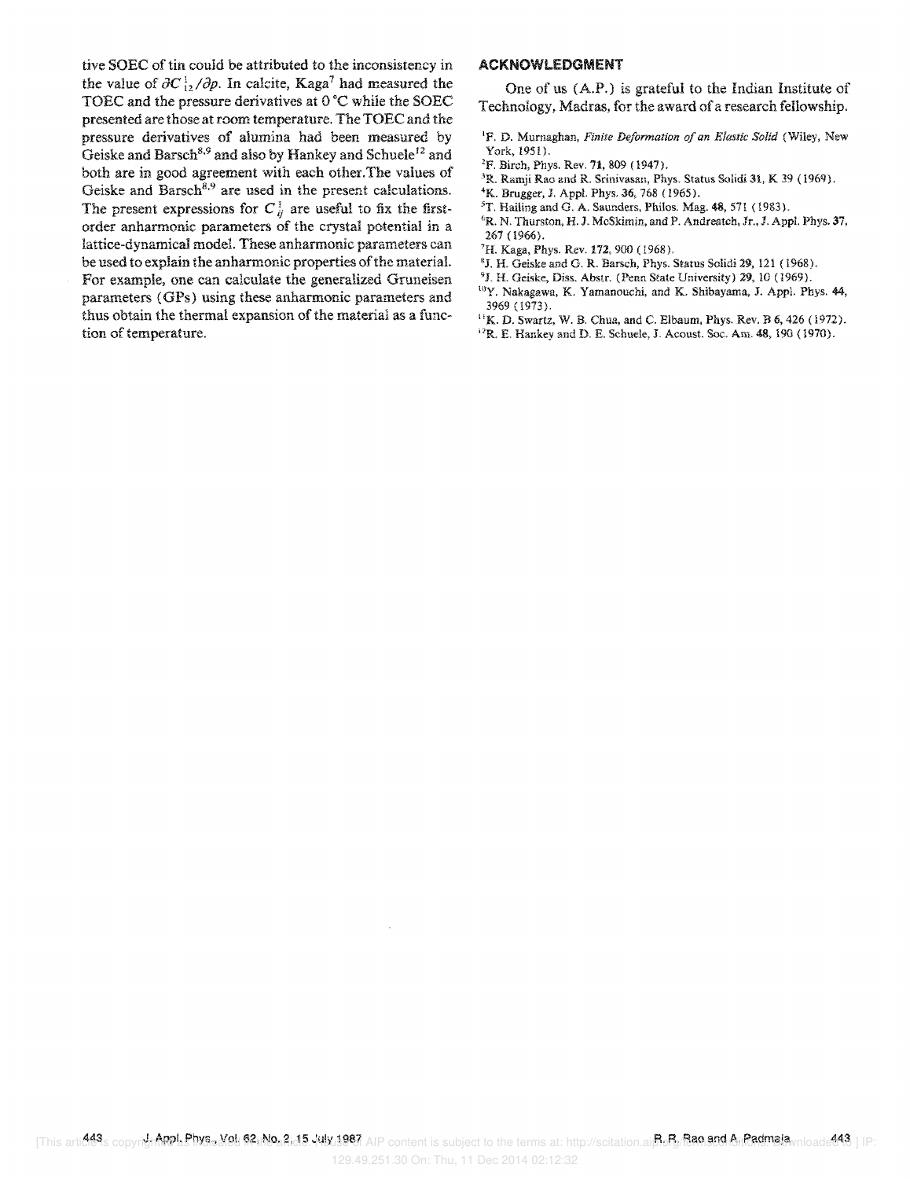tive SOEC of tin could be attributed to the inconsistency in the value of $\partial C^{1}_{12}/\partial p$. In calcite, Kaga[7] had measured the TOEC and the pressure derivatives at 0 °C while the SOEC presented are those at room temperature. The TOEC and the pressure derivatives of alumina had been measured by Geiske and Barsch[8,9] and also by Hankey and Schuele[12] and both are in good agreement with each other. The values of Geiske and Barsch[8,9] are used in the present calculations. The present expressions for $C^{1}_{ij}$ are useful to fix the first-order anharmonic parameters of the crystal potential in a lattice-dynamical model. These anharmonic parameters can be used to explain the anharmonic properties of the material. For example, one can calculate the generalized Gruneisen parameters (GPs) using these anharmonic parameters and thus obtain the thermal expansion of the material as a function of temperature.

## ACKNOWLEDGMENT

One of us (A.P.) is grateful to the Indian Institute of Technology, Madras, for the award of a research fellowship.

[1] F. D. Murnaghan, *Finite Deformation of an Elastic Solid* (Wiley, New York, 1951).
[2] F. Birch, Phys. Rev. **71**, 809 (1947).
[3] R. Ramji Rao and R. Srinivasan, Phys. Status Solidi **31**, K 39 (1969).
[4] K. Brugger, J. Appl. Phys. **36**, 768 (1965).
[5] T. Hailing and G. A. Saunders, Philos. Mag. **48**, 571 (1983).
[6] R. N. Thurston, H. J. McSkimin, and P. Andreatch, Jr., J. Appl. Phys. **37**, 267 (1966).
[7] H. Kaga, Phys. Rev. **172**, 900 (1968).
[8] J. H. Geiske and G. R. Barsch, Phys. Status Solidi **29**, 121 (1968).
[9] J. H. Geiske, Diss. Abstr. (Penn State University) **29**, 10 (1969).
[10] Y. Nakagawa, K. Yamanouchi, and K. Shibayama, J. Appl. Phys. **44**, 3969 (1973).
[11] K. D. Swartz, W. B. Chua, and C. Elbaum, Phys. Rev. B **6**, 426 (1972).
[12] R. E. Hankey and D. E. Schuele, J. Acoust. Soc. Am. **48**, 190 (1970).